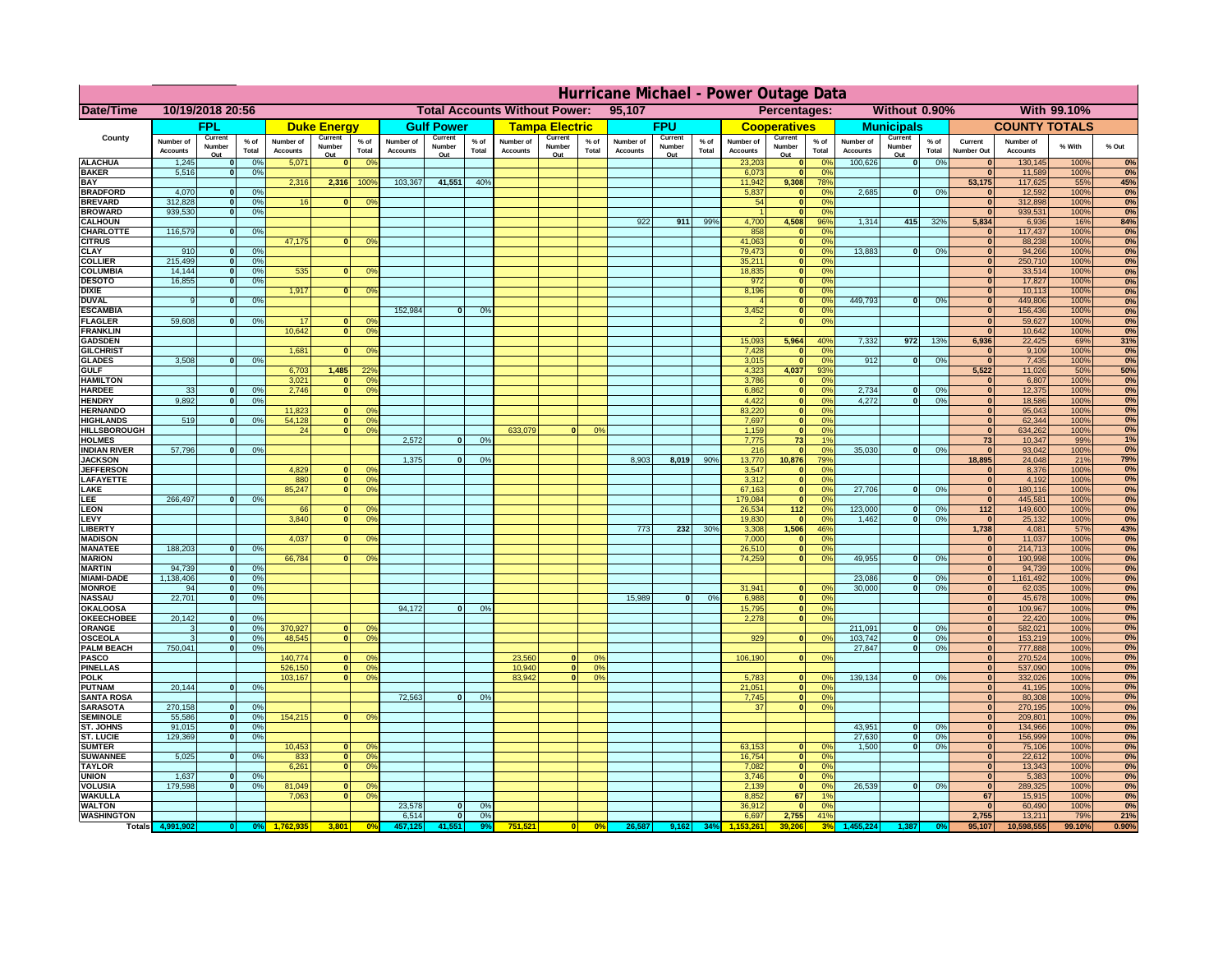| County | FPL | | | Duke Energy | | | Gulf Power | | | Tampa Electric | | | FPU | | | Cooperatives | | | Municipals | | | COUNTY TOTALS | | | |
|---|---|---|---|---|---|---|---|---|---|---|---|---|---|---|---|---|---|---|---|---|---|---|---|---|---|
| | Number of Accounts | Current Number Out | % of Total | Number of Accounts | Current Number Out | % of Total | Number of Accounts | Current Number Out | % of Total | Number of Accounts | Current Number Out | % of Total | Number of Accounts | Current Number Out | % of Total | Number of Accounts | Current Number Out | % of Total | Number of Accounts | Current Number Out | % of Total | Current Number Out | Number of Accounts | % With | % Out |
| ALACHUA | 1,245 | 0 | 0% | 5,071 | 0 | 0% | | | | | | | | | | 23,203 | 0 | 0% | 100,626 | 0 | 0% | 0 | 130,145 | 100% | 0% |
| BAKER | 5,516 | 0 | 0% | | | | | | | | | | | | | 6,073 | 0 | 0% | | | | 0 | 11,589 | 100% | 0% |
| BAY | | | | 2,316 | 2,316 | 100% | 103,367 | 41,551 | 40% | | | | | | | 11,942 | 9,308 | 78% | | | | 53,175 | 117,625 | 55% | 45% |
| BRADFORD | 4,070 | 0 | 0% | | | | | | | | | | | | | 5,837 | 0 | 0% | 2,685 | 0 | 0% | 0 | 12,592 | 100% | 0% |
| BREVARD | 312,828 | 0 | 0% | 16 | 0 | 0% | | | | | | | | | | 54 | 0 | 0% | | | | 0 | 312,898 | 100% | 0% |
| BROWARD | 939,530 | 0 | 0% | | | | | | | | | | | | | 1 | 0 | 0% | | | | 0 | 939,531 | 100% | 0% |
| CALHOUN | | | | | | | | | | | | | 922 | 911 | 99% | 4,700 | 4,508 | 96% | 1,314 | 415 | 32% | 5,834 | 6,936 | 16% | 84% |
| CHARLOTTE | 116,579 | 0 | 0% | | | | | | | | | | | | | 858 | 0 | 0% | | | | 0 | 117,437 | 100% | 0% |
| CITRUS | | | | 47,175 | 0 | 0% | | | | | | | | | | 41,063 | 0 | 0% | | | | 0 | 88,238 | 100% | 0% |
| CLAY | 910 | 0 | 0% | | | | | | | | | | | | | 79,473 | 0 | 0% | 13,883 | 0 | 0% | 0 | 94,266 | 100% | 0% |
| COLLIER | 215,499 | 0 | 0% | | | | | | | | | | | | | 35,211 | 0 | 0% | | | | 0 | 250,710 | 100% | 0% |
| COLUMBIA | 14,144 | 0 | 0% | 535 | 0 | 0% | | | | | | | | | | 18,835 | 0 | 0% | | | | 0 | 33,514 | 100% | 0% |
| DESOTO | 16,855 | 0 | 0% | | | | | | | | | | | | | 972 | 0 | 0% | | | | 0 | 17,827 | 100% | 0% |
| DIXIE | | | | 1,917 | 0 | 0% | | | | | | | | | | 8,196 | 0 | 0% | | | | 0 | 10,113 | 100% | 0% |
| DUVAL | 9 | 0 | 0% | | | | | | | | | | | | | 4 | 0 | 0% | 449,793 | 0 | 0% | 0 | 449,806 | 100% | 0% |
| ESCAMBIA | | | | | | | 152,984 | 0 | 0% | | | | | | | 3,452 | 0 | 0% | | | | 0 | 156,436 | 100% | 0% |
| FLAGLER | 59,608 | 0 | 0% | 17 | 0 | 0% | | | | | | | | | | 2 | 0 | 0% | | | | 0 | 59,627 | 100% | 0% |
| FRANKLIN | | | | 10,642 | 0 | 0% | | | | | | | | | | | | | | | | 0 | 10,642 | 100% | 0% |
| GADSDEN | | | | | | | | | | | | | | | | 15,093 | 5,964 | 40% | 7,332 | 972 | 13% | 6,936 | 22,425 | 69% | 31% |
| GILCHRIST | | | | 1,681 | 0 | 0% | | | | | | | | | | 7,428 | 0 | 0% | | | | 0 | 9,109 | 100% | 0% |
| GLADES | 3,508 | 0 | 0% | | | | | | | | | | | | | 3,015 | 0 | 0% | 912 | 0 | 0% | 0 | 7,435 | 100% | 0% |
| GULF | | | | 6,703 | 1,485 | 22% | | | | | | | | | | 4,323 | 4,037 | 93% | | | | 5,522 | 11,026 | 50% | 50% |
| HAMILTON | | | | 3,021 | 0 | 0% | | | | | | | | | | 3,786 | 0 | 0% | | | | 0 | 6,807 | 100% | 0% |
| HARDEE | 33 | 0 | 0% | 2,746 | 0 | 0% | | | | | | | | | | 6,862 | 0 | 0% | 2,734 | 0 | 0% | 0 | 12,375 | 100% | 0% |
| HENDRY | 9,892 | 0 | 0% | | | | | | | | | | | | | 4,422 | 0 | 0% | 4,272 | 0 | 0% | 0 | 18,586 | 100% | 0% |
| HERNANDO | | | | 11,823 | 0 | 0% | | | | | | | | | | 83,220 | 0 | 0% | | | | 0 | 95,043 | 100% | 0% |
| HIGHLANDS | 519 | 0 | 0% | 54,128 | 0 | 0% | | | | | | | | | | 7,697 | 0 | 0% | | | | 0 | 62,344 | 100% | 0% |
| HILLSBOROUGH | | | | 24 | 0 | 0% | | | | 633,079 | 0 | 0% | | | | 1,159 | 0 | 0% | | | | 0 | 634,262 | 100% | 0% |
| HOLMES | | | | | | | 2,572 | 0 | 0% | | | | | | | 7,775 | 73 | 1% | | | | 73 | 10,347 | 99% | 1% |
| INDIAN RIVER | 57,796 | 0 | 0% | | | | | | | | | | | | | 216 | 0 | 0% | 35,030 | 0 | 0% | 0 | 93,042 | 100% | 0% |
| JACKSON | | | | | | | 1,375 | 0 | 0% | | | | 8,903 | 8,019 | 90% | 13,770 | 10,876 | 79% | | | | 18,895 | 24,048 | 21% | 79% |
| JEFFERSON | | | | 4,829 | 0 | 0% | | | | | | | | | | 3,547 | 0 | 0% | | | | 0 | 8,376 | 100% | 0% |
| LAFAYETTE | | | | 880 | 0 | 0% | | | | | | | | | | 3,312 | 0 | 0% | | | | 0 | 4,192 | 100% | 0% |
| LAKE | | | | 85,247 | 0 | 0% | | | | | | | | | | 67,163 | 0 | 0% | 27,706 | 0 | 0% | 0 | 180,116 | 100% | 0% |
| LEE | 266,497 | 0 | 0% | | | | | | | | | | | | | 179,084 | 0 | 0% | | | | 0 | 445,581 | 100% | 0% |
| LEON | | | | 66 | 0 | 0% | | | | | | | | | | 26,534 | 112 | 0% | 123,000 | 0 | 0% | 112 | 149,600 | 100% | 0% |
| LEVY | | | | 3,840 | 0 | 0% | | | | | | | | | | 19,830 | 0 | 0% | 1,462 | 0 | 0% | 0 | 25,132 | 100% | 0% |
| LIBERTY | | | | | | | | | | | | | 773 | 232 | 30% | 3,308 | 1,506 | 46% | | | | 1,738 | 4,081 | 57% | 43% |
| MADISON | | | | 4,037 | 0 | 0% | | | | | | | | | | 7,000 | 0 | 0% | | | | 0 | 11,037 | 100% | 0% |
| MANATEE | 188,203 | 0 | 0% | | | | | | | | | | | | | 26,510 | 0 | 0% | | | | 0 | 214,713 | 100% | 0% |
| MARION | | | | 66,784 | 0 | 0% | | | | | | | | | | 74,259 | 0 | 0% | 49,955 | 0 | 0% | 0 | 190,998 | 100% | 0% |
| MARTIN | 94,739 | 0 | 0% | | | | | | | | | | | | | | | | | | | 0 | 94,739 | 100% | 0% |
| MIAMI-DADE | 1,138,406 | 0 | 0% | | | | | | | | | | | | | | | | 23,086 | 0 | 0% | 0 | 1,161,492 | 100% | 0% |
| MONROE | 94 | 0 | 0% | | | | | | | | | | | | | 31,941 | 0 | 0% | 30,000 | 0 | 0% | 0 | 62,035 | 100% | 0% |
| NASSAU | 22,701 | 0 | 0% | | | | | | | | | | 15,989 | 0 | 0% | 6,988 | 0 | 0% | | | | 0 | 45,678 | 100% | 0% |
| OKALOOSA | | | | | | | 94,172 | 0 | 0% | | | | | | | 15,795 | 0 | 0% | | | | 0 | 109,967 | 100% | 0% |
| OKEECHOBEE | 20,142 | 0 | 0% | | | | | | | | | | | | | 2,278 | 0 | 0% | | | | 0 | 22,420 | 100% | 0% |
| ORANGE | 3 | 0 | 0% | 370,927 | 0 | 0% | | | | | | | | | | | | | 211,091 | 0 | 0% | 0 | 582,021 | 100% | 0% |
| OSCEOLA | 3 | 0 | 0% | 48,545 | 0 | 0% | | | | | | | | | | 929 | 0 | 0% | 103,742 | 0 | 0% | 0 | 153,219 | 100% | 0% |
| PALM BEACH | 750,041 | 0 | 0% | | | | | | | | | | | | | | | | 27,847 | 0 | 0% | 0 | 777,888 | 100% | 0% |
| PASCO | | | | 140,774 | 0 | 0% | | | | 23,560 | 0 | 0% | | | | 106,190 | 0 | 0% | | | | 0 | 270,524 | 100% | 0% |
| PINELLAS | | | | 526,150 | 0 | 0% | | | | 10,940 | 0 | 0% | | | | | | | | | | 0 | 537,090 | 100% | 0% |
| POLK | | | | 103,167 | 0 | 0% | | | | 83,942 | 0 | 0% | | | | 5,783 | 0 | 0% | 139,134 | 0 | 0% | 0 | 332,026 | 100% | 0% |
| PUTNAM | 20,144 | 0 | 0% | | | | | | | | | | | | | 21,051 | 0 | 0% | | | | 0 | 41,195 | 100% | 0% |
| SANTA ROSA | | | | | | | 72,563 | 0 | 0% | | | | | | | 7,745 | 0 | 0% | | | | 0 | 80,308 | 100% | 0% |
| SARASOTA | 270,158 | 0 | 0% | | | | | | | | | | | | | 37 | 0 | 0% | | | | 0 | 270,195 | 100% | 0% |
| SEMINOLE | 55,586 | 0 | 0% | 154,215 | 0 | 0% | | | | | | | | | | | | | | | | 0 | 209,801 | 100% | 0% |
| ST. JOHNS | 91,015 | 0 | 0% | | | | | | | | | | | | | | | | 43,951 | 0 | 0% | 0 | 134,966 | 100% | 0% |
| ST. LUCIE | 129,369 | 0 | 0% | | | | | | | | | | | | | | | | 27,630 | 0 | 0% | 0 | 156,999 | 100% | 0% |
| SUMTER | | | | 10,453 | 0 | 0% | | | | | | | | | | 63,153 | 0 | 0% | 1,500 | 0 | 0% | 0 | 75,106 | 100% | 0% |
| SUWANNEE | 5,025 | 0 | 0% | 833 | 0 | 0% | | | | | | | | | | 16,754 | 0 | 0% | | | | 0 | 22,612 | 100% | 0% |
| TAYLOR | | | | 6,261 | 0 | 0% | | | | | | | | | | 7,082 | 0 | 0% | | | | 0 | 13,343 | 100% | 0% |
| UNION | 1,637 | 0 | 0% | | | | | | | | | | | | | 3,746 | 0 | 0% | | | | 0 | 5,383 | 100% | 0% |
| VOLUSIA | 179,598 | 0 | 0% | 81,049 | 0 | 0% | | | | | | | | | | 2,139 | 0 | 0% | 26,539 | 0 | 0% | 0 | 289,325 | 100% | 0% |
| WAKULLA | | | | 7,063 | 0 | 0% | | | | | | | | | | 8,852 | 67 | 1% | | | | 67 | 15,915 | 100% | 0% |
| WALTON | | | | | | | 23,578 | 0 | 0% | | | | | | | 36,912 | 0 | 0% | | | | 0 | 60,490 | 100% | 0% |
| WASHINGTON | | | | | | | 6,514 | 0 | 0% | | | | | | | 6,697 | 2,755 | 41% | | | | 2,755 | 13,211 | 79% | 21% |
| **Totals** | **4,991,902** | **0** | **0%** | **1,762,935** | **3,801** | **0%** | **457,125** | **41,551** | **9%** | **751,521** | **0** | **0%** | **26,587** | **9,162** | **34%** | **1,153,261** | **39,206** | **3%** | **1,455,224** | **1,387** | **0%** | **95,107** | **10,598,555** | **99.10%** | **0.90%** |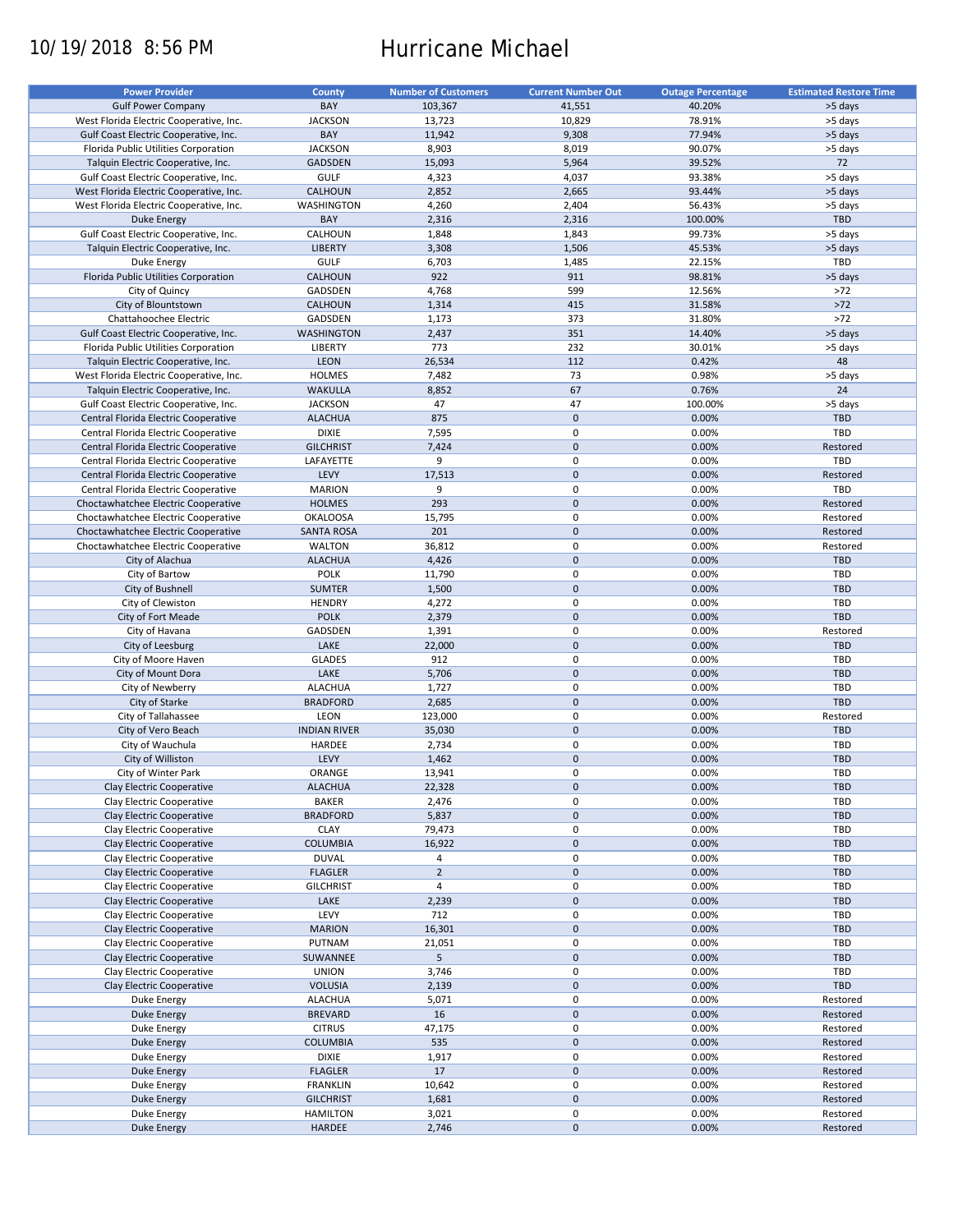10/19/2018 8:56 PM

# Hurricane Michael

| Power Provider | County | Number of Customers | Current Number Out | Outage Percentage | Estimated Restore Time |
|---|---|---|---|---|---|
| Gulf Power Company | BAY | 103,367 | 41,551 | 40.20% | >5 days |
| West Florida Electric Cooperative, Inc. | JACKSON | 13,723 | 10,829 | 78.91% | >5 days |
| Gulf Coast Electric Cooperative, Inc. | BAY | 11,942 | 9,308 | 77.94% | >5 days |
| Florida Public Utilities Corporation | JACKSON | 8,903 | 8,019 | 90.07% | >5 days |
| Talquin Electric Cooperative, Inc. | GADSDEN | 15,093 | 5,964 | 39.52% | 72 |
| Gulf Coast Electric Cooperative, Inc. | GULF | 4,323 | 4,037 | 93.38% | >5 days |
| West Florida Electric Cooperative, Inc. | CALHOUN | 2,852 | 2,665 | 93.44% | >5 days |
| West Florida Electric Cooperative, Inc. | WASHINGTON | 4,260 | 2,404 | 56.43% | >5 days |
| Duke Energy | BAY | 2,316 | 2,316 | 100.00% | TBD |
| Gulf Coast Electric Cooperative, Inc. | CALHOUN | 1,848 | 1,843 | 99.73% | >5 days |
| Talquin Electric Cooperative, Inc. | LIBERTY | 3,308 | 1,506 | 45.53% | >5 days |
| Duke Energy | GULF | 6,703 | 1,485 | 22.15% | TBD |
| Florida Public Utilities Corporation | CALHOUN | 922 | 911 | 98.81% | >5 days |
| City of Quincy | GADSDEN | 4,768 | 599 | 12.56% | >72 |
| City of Blountstown | CALHOUN | 1,314 | 415 | 31.58% | >72 |
| Chattahoochee Electric | GADSDEN | 1,173 | 373 | 31.80% | >72 |
| Gulf Coast Electric Cooperative, Inc. | WASHINGTON | 2,437 | 351 | 14.40% | >5 days |
| Florida Public Utilities Corporation | LIBERTY | 773 | 232 | 30.01% | >5 days |
| Talquin Electric Cooperative, Inc. | LEON | 26,534 | 112 | 0.42% | 48 |
| West Florida Electric Cooperative, Inc. | HOLMES | 7,482 | 73 | 0.98% | >5 days |
| Talquin Electric Cooperative, Inc. | WAKULLA | 8,852 | 67 | 0.76% | 24 |
| Gulf Coast Electric Cooperative, Inc. | JACKSON | 47 | 47 | 100.00% | >5 days |
| Central Florida Electric Cooperative | ALACHUA | 875 | 0 | 0.00% | TBD |
| Central Florida Electric Cooperative | DIXIE | 7,595 | 0 | 0.00% | TBD |
| Central Florida Electric Cooperative | GILCHRIST | 7,424 | 0 | 0.00% | Restored |
| Central Florida Electric Cooperative | LAFAYETTE | 9 | 0 | 0.00% | TBD |
| Central Florida Electric Cooperative | LEVY | 17,513 | 0 | 0.00% | Restored |
| Central Florida Electric Cooperative | MARION | 9 | 0 | 0.00% | TBD |
| Choctawhatchee Electric Cooperative | HOLMES | 293 | 0 | 0.00% | Restored |
| Choctawhatchee Electric Cooperative | OKALOOSA | 15,795 | 0 | 0.00% | Restored |
| Choctawhatchee Electric Cooperative | SANTA ROSA | 201 | 0 | 0.00% | Restored |
| Choctawhatchee Electric Cooperative | WALTON | 36,812 | 0 | 0.00% | Restored |
| City of Alachua | ALACHUA | 4,426 | 0 | 0.00% | TBD |
| City of Bartow | POLK | 11,790 | 0 | 0.00% | TBD |
| City of Bushnell | SUMTER | 1,500 | 0 | 0.00% | TBD |
| City of Clewiston | HENDRY | 4,272 | 0 | 0.00% | TBD |
| City of Fort Meade | POLK | 2,379 | 0 | 0.00% | TBD |
| City of Havana | GADSDEN | 1,391 | 0 | 0.00% | Restored |
| City of Leesburg | LAKE | 22,000 | 0 | 0.00% | TBD |
| City of Moore Haven | GLADES | 912 | 0 | 0.00% | TBD |
| City of Mount Dora | LAKE | 5,706 | 0 | 0.00% | TBD |
| City of Newberry | ALACHUA | 1,727 | 0 | 0.00% | TBD |
| City of Starke | BRADFORD | 2,685 | 0 | 0.00% | TBD |
| City of Tallahassee | LEON | 123,000 | 0 | 0.00% | Restored |
| City of Vero Beach | INDIAN RIVER | 35,030 | 0 | 0.00% | TBD |
| City of Wauchula | HARDEE | 2,734 | 0 | 0.00% | TBD |
| City of Williston | LEVY | 1,462 | 0 | 0.00% | TBD |
| City of Winter Park | ORANGE | 13,941 | 0 | 0.00% | TBD |
| Clay Electric Cooperative | ALACHUA | 22,328 | 0 | 0.00% | TBD |
| Clay Electric Cooperative | BAKER | 2,476 | 0 | 0.00% | TBD |
| Clay Electric Cooperative | BRADFORD | 5,837 | 0 | 0.00% | TBD |
| Clay Electric Cooperative | CLAY | 79,473 | 0 | 0.00% | TBD |
| Clay Electric Cooperative | COLUMBIA | 16,922 | 0 | 0.00% | TBD |
| Clay Electric Cooperative | DUVAL | 4 | 0 | 0.00% | TBD |
| Clay Electric Cooperative | FLAGLER | 2 | 0 | 0.00% | TBD |
| Clay Electric Cooperative | GILCHRIST | 4 | 0 | 0.00% | TBD |
| Clay Electric Cooperative | LAKE | 2,239 | 0 | 0.00% | TBD |
| Clay Electric Cooperative | LEVY | 712 | 0 | 0.00% | TBD |
| Clay Electric Cooperative | MARION | 16,301 | 0 | 0.00% | TBD |
| Clay Electric Cooperative | PUTNAM | 21,051 | 0 | 0.00% | TBD |
| Clay Electric Cooperative | SUWANNEE | 5 | 0 | 0.00% | TBD |
| Clay Electric Cooperative | UNION | 3,746 | 0 | 0.00% | TBD |
| Clay Electric Cooperative | VOLUSIA | 2,139 | 0 | 0.00% | TBD |
| Duke Energy | ALACHUA | 5,071 | 0 | 0.00% | Restored |
| Duke Energy | BREVARD | 16 | 0 | 0.00% | Restored |
| Duke Energy | CITRUS | 47,175 | 0 | 0.00% | Restored |
| Duke Energy | COLUMBIA | 535 | 0 | 0.00% | Restored |
| Duke Energy | DIXIE | 1,917 | 0 | 0.00% | Restored |
| Duke Energy | FLAGLER | 17 | 0 | 0.00% | Restored |
| Duke Energy | FRANKLIN | 10,642 | 0 | 0.00% | Restored |
| Duke Energy | GILCHRIST | 1,681 | 0 | 0.00% | Restored |
| Duke Energy | HAMILTON | 3,021 | 0 | 0.00% | Restored |
| Duke Energy | HARDEE | 2,746 | 0 | 0.00% | Restored |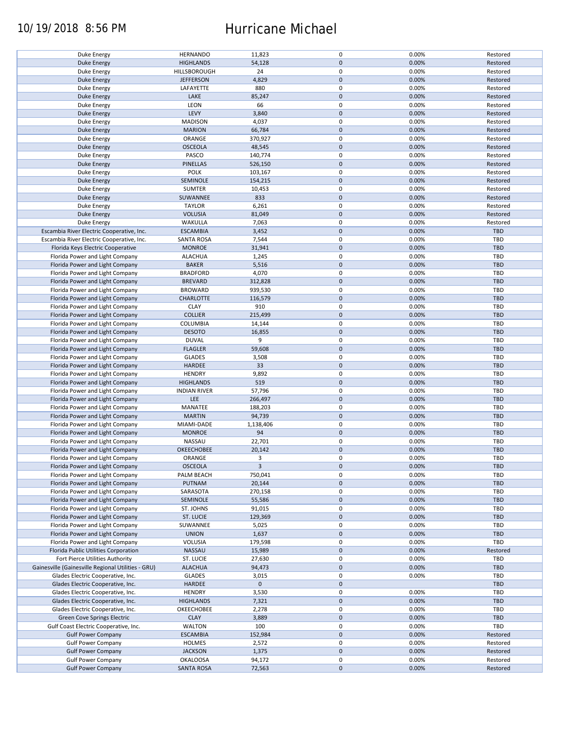| | | | | | |
|---|---|---|---|---|---|
| Duke Energy | HERNANDO | 11,823 | 0 | 0.00% | Restored |
| Duke Energy | HIGHLANDS | 54,128 | 0 | 0.00% | Restored |
| Duke Energy | HILLSBOROUGH | 24 | 0 | 0.00% | Restored |
| Duke Energy | JEFFERSON | 4,829 | 0 | 0.00% | Restored |
| Duke Energy | LAFAYETTE | 880 | 0 | 0.00% | Restored |
| Duke Energy | LAKE | 85,247 | 0 | 0.00% | Restored |
| Duke Energy | LEON | 66 | 0 | 0.00% | Restored |
| Duke Energy | LEVY | 3,840 | 0 | 0.00% | Restored |
| Duke Energy | MADISON | 4,037 | 0 | 0.00% | Restored |
| Duke Energy | MARION | 66,784 | 0 | 0.00% | Restored |
| Duke Energy | ORANGE | 370,927 | 0 | 0.00% | Restored |
| Duke Energy | OSCEOLA | 48,545 | 0 | 0.00% | Restored |
| Duke Energy | PASCO | 140,774 | 0 | 0.00% | Restored |
| Duke Energy | PINELLAS | 526,150 | 0 | 0.00% | Restored |
| Duke Energy | POLK | 103,167 | 0 | 0.00% | Restored |
| Duke Energy | SEMINOLE | 154,215 | 0 | 0.00% | Restored |
| Duke Energy | SUMTER | 10,453 | 0 | 0.00% | Restored |
| Duke Energy | SUWANNEE | 833 | 0 | 0.00% | Restored |
| Duke Energy | TAYLOR | 6,261 | 0 | 0.00% | Restored |
| Duke Energy | VOLUSIA | 81,049 | 0 | 0.00% | Restored |
| Duke Energy | WAKULLA | 7,063 | 0 | 0.00% | Restored |
| Escambia River Electric Cooperative, Inc. | ESCAMBIA | 3,452 | 0 | 0.00% | TBD |
| Escambia River Electric Cooperative, Inc. | SANTA ROSA | 7,544 | 0 | 0.00% | TBD |
| Florida Keys Electric Cooperative | MONROE | 31,941 | 0 | 0.00% | TBD |
| Florida Power and Light Company | ALACHUA | 1,245 | 0 | 0.00% | TBD |
| Florida Power and Light Company | BAKER | 5,516 | 0 | 0.00% | TBD |
| Florida Power and Light Company | BRADFORD | 4,070 | 0 | 0.00% | TBD |
| Florida Power and Light Company | BREVARD | 312,828 | 0 | 0.00% | TBD |
| Florida Power and Light Company | BROWARD | 939,530 | 0 | 0.00% | TBD |
| Florida Power and Light Company | CHARLOTTE | 116,579 | 0 | 0.00% | TBD |
| Florida Power and Light Company | CLAY | 910 | 0 | 0.00% | TBD |
| Florida Power and Light Company | COLLIER | 215,499 | 0 | 0.00% | TBD |
| Florida Power and Light Company | COLUMBIA | 14,144 | 0 | 0.00% | TBD |
| Florida Power and Light Company | DESOTO | 16,855 | 0 | 0.00% | TBD |
| Florida Power and Light Company | DUVAL | 9 | 0 | 0.00% | TBD |
| Florida Power and Light Company | FLAGLER | 59,608 | 0 | 0.00% | TBD |
| Florida Power and Light Company | GLADES | 3,508 | 0 | 0.00% | TBD |
| Florida Power and Light Company | HARDEE | 33 | 0 | 0.00% | TBD |
| Florida Power and Light Company | HENDRY | 9,892 | 0 | 0.00% | TBD |
| Florida Power and Light Company | HIGHLANDS | 519 | 0 | 0.00% | TBD |
| Florida Power and Light Company | INDIAN RIVER | 57,796 | 0 | 0.00% | TBD |
| Florida Power and Light Company | LEE | 266,497 | 0 | 0.00% | TBD |
| Florida Power and Light Company | MANATEE | 188,203 | 0 | 0.00% | TBD |
| Florida Power and Light Company | MARTIN | 94,739 | 0 | 0.00% | TBD |
| Florida Power and Light Company | MIAMI-DADE | 1,138,406 | 0 | 0.00% | TBD |
| Florida Power and Light Company | MONROE | 94 | 0 | 0.00% | TBD |
| Florida Power and Light Company | NASSAU | 22,701 | 0 | 0.00% | TBD |
| Florida Power and Light Company | OKEECHOBEE | 20,142 | 0 | 0.00% | TBD |
| Florida Power and Light Company | ORANGE | 3 | 0 | 0.00% | TBD |
| Florida Power and Light Company | OSCEOLA | 3 | 0 | 0.00% | TBD |
| Florida Power and Light Company | PALM BEACH | 750,041 | 0 | 0.00% | TBD |
| Florida Power and Light Company | PUTNAM | 20,144 | 0 | 0.00% | TBD |
| Florida Power and Light Company | SARASOTA | 270,158 | 0 | 0.00% | TBD |
| Florida Power and Light Company | SEMINOLE | 55,586 | 0 | 0.00% | TBD |
| Florida Power and Light Company | ST. JOHNS | 91,015 | 0 | 0.00% | TBD |
| Florida Power and Light Company | ST. LUCIE | 129,369 | 0 | 0.00% | TBD |
| Florida Power and Light Company | SUWANNEE | 5,025 | 0 | 0.00% | TBD |
| Florida Power and Light Company | UNION | 1,637 | 0 | 0.00% | TBD |
| Florida Power and Light Company | VOLUSIA | 179,598 | 0 | 0.00% | TBD |
| Florida Public Utilities Corporation | NASSAU | 15,989 | 0 | 0.00% | Restored |
| Fort Pierce Utilities Authority | ST. LUCIE | 27,630 | 0 | 0.00% | TBD |
| Gainesville (Gainesville Regional Utilities - GRU) | ALACHUA | 94,473 | 0 | 0.00% | TBD |
| Glades Electric Cooperative, Inc. | GLADES | 3,015 | 0 | 0.00% | TBD |
| Glades Electric Cooperative, Inc. | HARDEE | 0 | 0 | | TBD |
| Glades Electric Cooperative, Inc. | HENDRY | 3,530 | 0 | 0.00% | TBD |
| Glades Electric Cooperative, Inc. | HIGHLANDS | 7,321 | 0 | 0.00% | TBD |
| Glades Electric Cooperative, Inc. | OKEECHOBEE | 2,278 | 0 | 0.00% | TBD |
| Green Cove Springs Electric | CLAY | 3,889 | 0 | 0.00% | TBD |
| Gulf Coast Electric Cooperative, Inc. | WALTON | 100 | 0 | 0.00% | TBD |
| Gulf Power Company | ESCAMBIA | 152,984 | 0 | 0.00% | Restored |
| Gulf Power Company | HOLMES | 2,572 | 0 | 0.00% | Restored |
| Gulf Power Company | JACKSON | 1,375 | 0 | 0.00% | Restored |
| Gulf Power Company | OKALOOSA | 94,172 | 0 | 0.00% | Restored |
| Gulf Power Company | SANTA ROSA | 72,563 | 0 | 0.00% | Restored |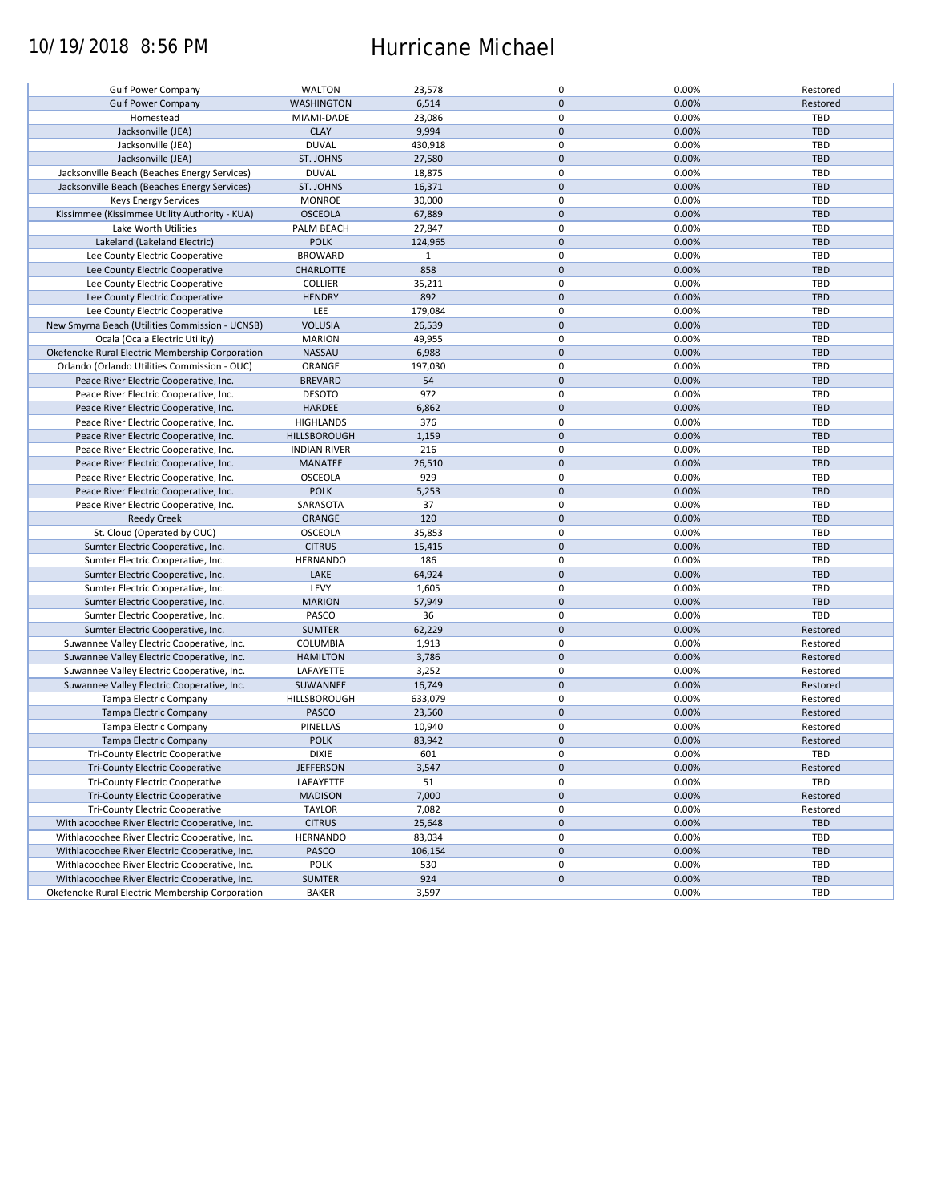| | | | | | |
|---|---|---|---|---|---|
| Gulf Power Company | WALTON | 23,578 | 0 | 0.00% | Restored |
| Gulf Power Company | WASHINGTON | 6,514 | 0 | 0.00% | Restored |
| Homestead | MIAMI-DADE | 23,086 | 0 | 0.00% | TBD |
| Jacksonville (JEA) | CLAY | 9,994 | 0 | 0.00% | TBD |
| Jacksonville (JEA) | DUVAL | 430,918 | 0 | 0.00% | TBD |
| Jacksonville (JEA) | ST. JOHNS | 27,580 | 0 | 0.00% | TBD |
| Jacksonville Beach (Beaches Energy Services) | DUVAL | 18,875 | 0 | 0.00% | TBD |
| Jacksonville Beach (Beaches Energy Services) | ST. JOHNS | 16,371 | 0 | 0.00% | TBD |
| Keys Energy Services | MONROE | 30,000 | 0 | 0.00% | TBD |
| Kissimmee (Kissimmee Utility Authority - KUA) | OSCEOLA | 67,889 | 0 | 0.00% | TBD |
| Lake Worth Utilities | PALM BEACH | 27,847 | 0 | 0.00% | TBD |
| Lakeland (Lakeland Electric) | POLK | 124,965 | 0 | 0.00% | TBD |
| Lee County Electric Cooperative | BROWARD | 1 | 0 | 0.00% | TBD |
| Lee County Electric Cooperative | CHARLOTTE | 858 | 0 | 0.00% | TBD |
| Lee County Electric Cooperative | COLLIER | 35,211 | 0 | 0.00% | TBD |
| Lee County Electric Cooperative | HENDRY | 892 | 0 | 0.00% | TBD |
| Lee County Electric Cooperative | LEE | 179,084 | 0 | 0.00% | TBD |
| New Smyrna Beach (Utilities Commission - UCNSB) | VOLUSIA | 26,539 | 0 | 0.00% | TBD |
| Ocala (Ocala Electric Utility) | MARION | 49,955 | 0 | 0.00% | TBD |
| Okefenoke Rural Electric Membership Corporation | NASSAU | 6,988 | 0 | 0.00% | TBD |
| Orlando (Orlando Utilities Commission - OUC) | ORANGE | 197,030 | 0 | 0.00% | TBD |
| Peace River Electric Cooperative, Inc. | BREVARD | 54 | 0 | 0.00% | TBD |
| Peace River Electric Cooperative, Inc. | DESOTO | 972 | 0 | 0.00% | TBD |
| Peace River Electric Cooperative, Inc. | HARDEE | 6,862 | 0 | 0.00% | TBD |
| Peace River Electric Cooperative, Inc. | HIGHLANDS | 376 | 0 | 0.00% | TBD |
| Peace River Electric Cooperative, Inc. | HILLSBOROUGH | 1,159 | 0 | 0.00% | TBD |
| Peace River Electric Cooperative, Inc. | INDIAN RIVER | 216 | 0 | 0.00% | TBD |
| Peace River Electric Cooperative, Inc. | MANATEE | 26,510 | 0 | 0.00% | TBD |
| Peace River Electric Cooperative, Inc. | OSCEOLA | 929 | 0 | 0.00% | TBD |
| Peace River Electric Cooperative, Inc. | POLK | 5,253 | 0 | 0.00% | TBD |
| Peace River Electric Cooperative, Inc. | SARASOTA | 37 | 0 | 0.00% | TBD |
| Reedy Creek | ORANGE | 120 | 0 | 0.00% | TBD |
| St. Cloud (Operated by OUC) | OSCEOLA | 35,853 | 0 | 0.00% | TBD |
| Sumter Electric Cooperative, Inc. | CITRUS | 15,415 | 0 | 0.00% | TBD |
| Sumter Electric Cooperative, Inc. | HERNANDO | 186 | 0 | 0.00% | TBD |
| Sumter Electric Cooperative, Inc. | LAKE | 64,924 | 0 | 0.00% | TBD |
| Sumter Electric Cooperative, Inc. | LEVY | 1,605 | 0 | 0.00% | TBD |
| Sumter Electric Cooperative, Inc. | MARION | 57,949 | 0 | 0.00% | TBD |
| Sumter Electric Cooperative, Inc. | PASCO | 36 | 0 | 0.00% | TBD |
| Sumter Electric Cooperative, Inc. | SUMTER | 62,229 | 0 | 0.00% | Restored |
| Suwannee Valley Electric Cooperative, Inc. | COLUMBIA | 1,913 | 0 | 0.00% | Restored |
| Suwannee Valley Electric Cooperative, Inc. | HAMILTON | 3,786 | 0 | 0.00% | Restored |
| Suwannee Valley Electric Cooperative, Inc. | LAFAYETTE | 3,252 | 0 | 0.00% | Restored |
| Suwannee Valley Electric Cooperative, Inc. | SUWANNEE | 16,749 | 0 | 0.00% | Restored |
| Tampa Electric Company | HILLSBOROUGH | 633,079 | 0 | 0.00% | Restored |
| Tampa Electric Company | PASCO | 23,560 | 0 | 0.00% | Restored |
| Tampa Electric Company | PINELLAS | 10,940 | 0 | 0.00% | Restored |
| Tampa Electric Company | POLK | 83,942 | 0 | 0.00% | Restored |
| Tri-County Electric Cooperative | DIXIE | 601 | 0 | 0.00% | TBD |
| Tri-County Electric Cooperative | JEFFERSON | 3,547 | 0 | 0.00% | Restored |
| Tri-County Electric Cooperative | LAFAYETTE | 51 | 0 | 0.00% | TBD |
| Tri-County Electric Cooperative | MADISON | 7,000 | 0 | 0.00% | Restored |
| Tri-County Electric Cooperative | TAYLOR | 7,082 | 0 | 0.00% | Restored |
| Withlacoochee River Electric Cooperative, Inc. | CITRUS | 25,648 | 0 | 0.00% | TBD |
| Withlacoochee River Electric Cooperative, Inc. | HERNANDO | 83,034 | 0 | 0.00% | TBD |
| Withlacoochee River Electric Cooperative, Inc. | PASCO | 106,154 | 0 | 0.00% | TBD |
| Withlacoochee River Electric Cooperative, Inc. | POLK | 530 | 0 | 0.00% | TBD |
| Withlacoochee River Electric Cooperative, Inc. | SUMTER | 924 | 0 | 0.00% | TBD |
| Okefenoke Rural Electric Membership Corporation | BAKER | 3,597 | | 0.00% | TBD |